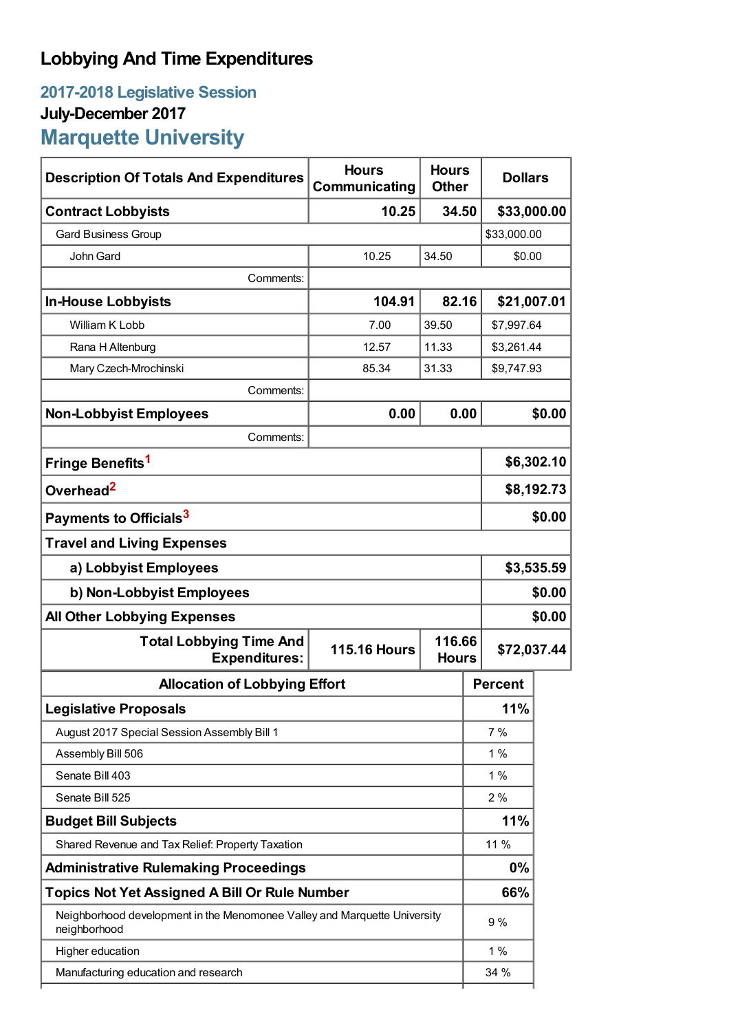# Lobbying And Time Expenditures

## 2017-2018 Legislative Session

### July-December 2017

## Marquette University

| Description Of Totals And Expenditures | Hours Communicating | Hours Other | Dollars |
|---|---|---|---|
| **Contract Lobbyists** | **10.25** | **34.50** | **$33,000.00** |
| Gard Business Group | | | $33,000.00 |
| John Gard | 10.25 | 34.50 | $0.00 |
| Comments: | | | |
| **In-House Lobbyists** | **104.91** | **82.16** | **$21,007.01** |
| William K Lobb | 7.00 | 39.50 | $7,997.64 |
| Rana H Altenburg | 12.57 | 11.33 | $3,261.44 |
| Mary Czech-Mrochinski | 85.34 | 31.33 | $9,747.93 |
| Comments: | | | |
| **Non-Lobbyist Employees** | **0.00** | **0.00** | **$0.00** |
| Comments: | | | |
| **Fringe Benefits**[1] | | | **$6,302.10** |
| **Overhead**[2] | | | **$8,192.73** |
| **Payments to Officials**[3] | | | **$0.00** |
| **Travel and Living Expenses** | | | |
| **a) Lobbyist Employees** | | | **$3,535.59** |
| **b) Non-Lobbyist Employees** | | | **$0.00** |
| **All Other Lobbying Expenses** | | | **$0.00** |
| **Total Lobbying Time And Expenditures:** | **115.16 Hours** | **116.66 Hours** | **$72,037.44** |

| Allocation of Lobbying Effort | Percent |
|---|---|
| **Legislative Proposals** | **11%** |
| August 2017 Special Session Assembly Bill 1 | 7 % |
| Assembly Bill 506 | 1 % |
| Senate Bill 403 | 1 % |
| Senate Bill 525 | 2 % |
| **Budget Bill Subjects** | **11%** |
| Shared Revenue and Tax Relief: Property Taxation | 11 % |
| **Administrative Rulemaking Proceedings** | **0%** |
| **Topics Not Yet Assigned A Bill Or Rule Number** | **66%** |
| Neighborhood development in the Menomonee Valley and Marquette University neighborhood | 9 % |
| Higher education | 1 % |
| Manufacturing education and research | 34 % |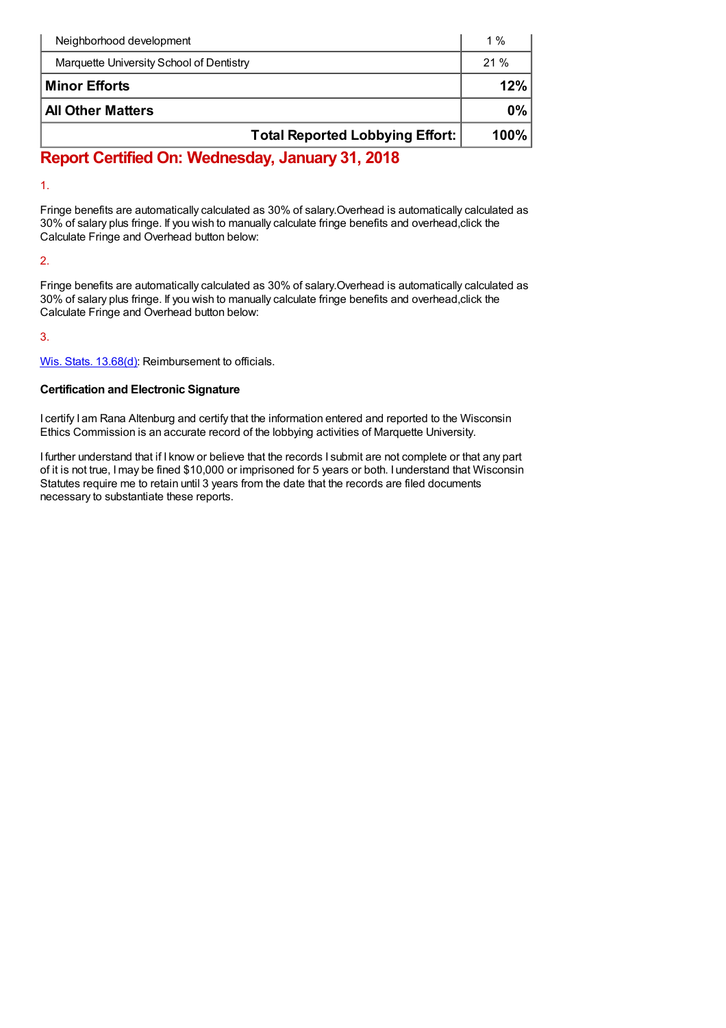| | |
|---|---|
| Neighborhood development | 1 % |
| Marquette University School of Dentistry | 21 % |
| **Minor Efforts** | **12%** |
| **All Other Matters** | **0%** |
| **Total Reported Lobbying Effort:** | **100%** |

## Report Certified On: Wednesday, January 31, 2018

1.

Fringe benefits are automatically calculated as 30% of salary.Overhead is automatically calculated as 30% of salary plus fringe. If you wish to manually calculate fringe benefits and overhead,click the Calculate Fringe and Overhead button below:

2.

Fringe benefits are automatically calculated as 30% of salary.Overhead is automatically calculated as 30% of salary plus fringe. If you wish to manually calculate fringe benefits and overhead,click the Calculate Fringe and Overhead button below:

3.

Wis. Stats. 13.68(d): Reimbursement to officials.

**Certification and Electronic Signature**

I certify I am Rana Altenburg and certify that the information entered and reported to the Wisconsin Ethics Commission is an accurate record of the lobbying activities of Marquette University.

I further understand that if I know or believe that the records I submit are not complete or that any part of it is not true, I may be fined $10,000 or imprisoned for 5 years or both. I understand that Wisconsin Statutes require me to retain until 3 years from the date that the records are filed documents necessary to substantiate these reports.